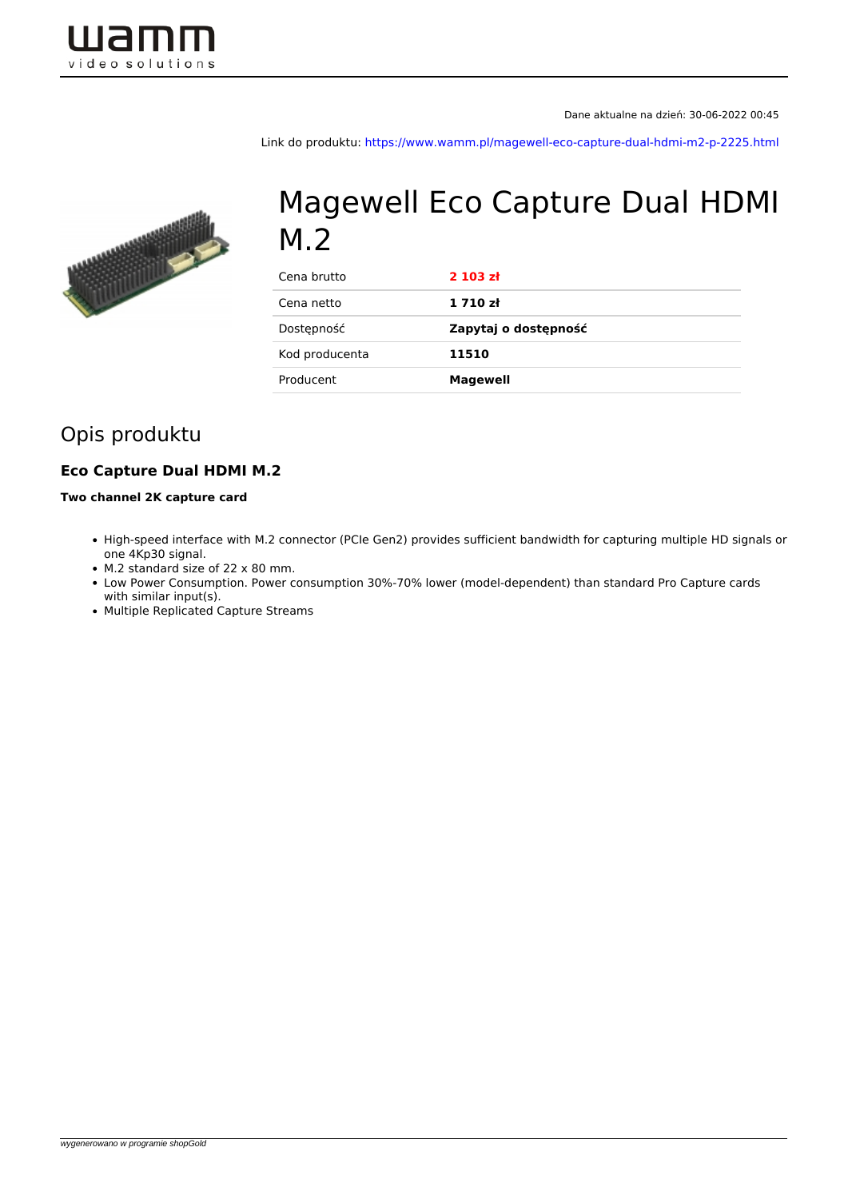Dane aktualne na dzień: 30-06-2022 00:45

Link do produktu: https://www.wamm.pl/magewell-eco-capture-dual-hdmi-m2-p-2225.html

# Magewell Eco Capture Dual HDMI M.2

| | |
|---|---|
| Cena brutto | **2 103 zł** |
| Cena netto | **1 710 zł** |
| Dostępność | **Zapytaj o dostępność** |
| Kod producenta | **11510** |
| Producent | **Magewell** |

## Opis produktu

### Eco Capture Dual HDMI M.2

**Two channel 2K capture card**

- High-speed interface with M.2 connector (PCIe Gen2) provides sufficient bandwidth for capturing multiple HD signals or one 4Kp30 signal.
- M.2 standard size of 22 x 80 mm.
- Low Power Consumption. Power consumption 30%-70% lower (model-dependent) than standard Pro Capture cards with similar input(s).
- Multiple Replicated Capture Streams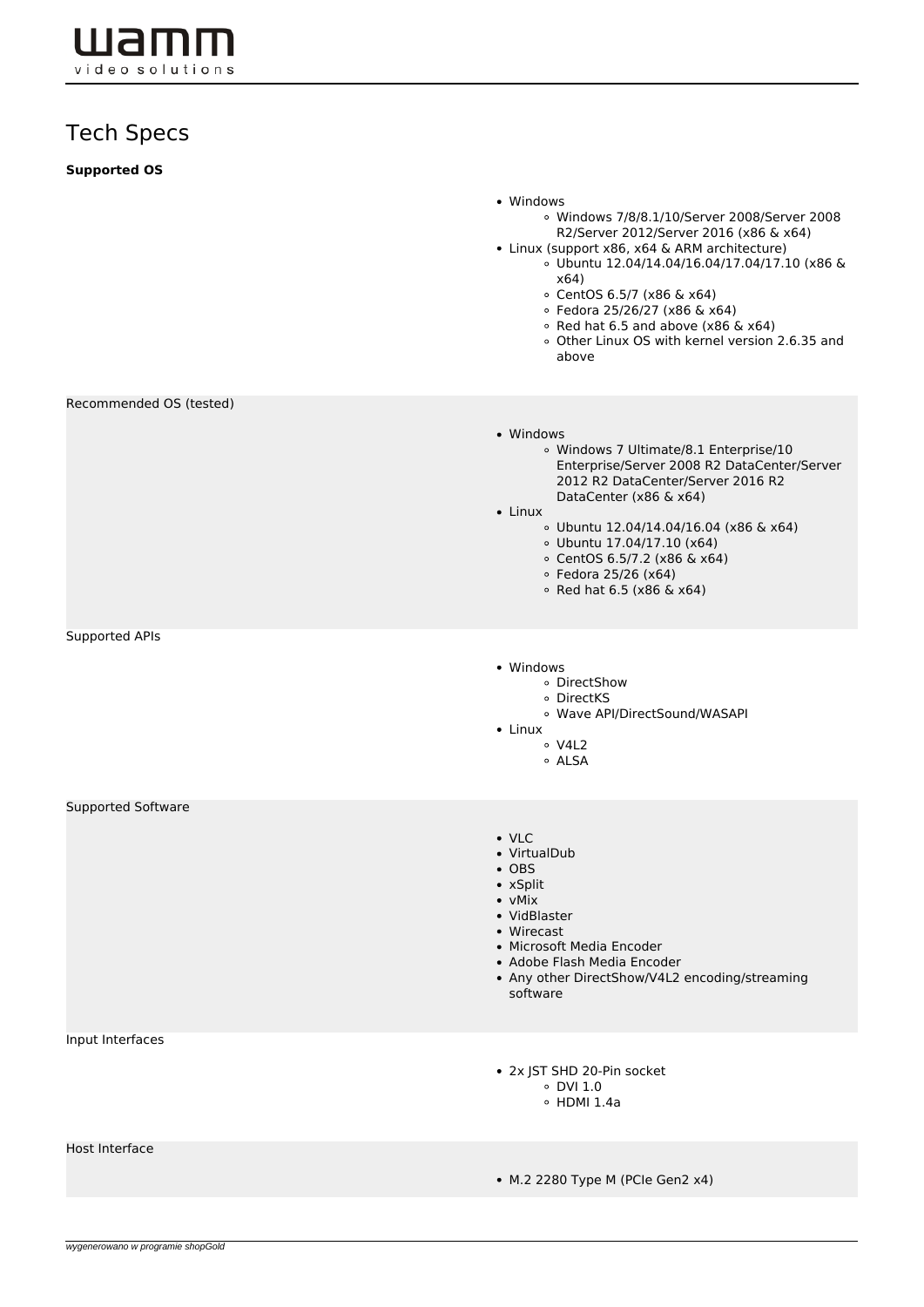# Tech Specs

**Supported OS**

- Windows
    - Windows 7/8/8.1/10/Server 2008/Server 2008 R2/Server 2012/Server 2016 (x86 & x64)
- Linux (support x86, x64 & ARM architecture)
    - Ubuntu 12.04/14.04/16.04/17.04/17.10 (x86 & x64)
    - CentOS 6.5/7 (x86 & x64)
    - Fedora 25/26/27 (x86 & x64)
    - Red hat 6.5 and above (x86 & x64)
    - Other Linux OS with kernel version 2.6.35 and above

Recommended OS (tested)

- Windows
    - Windows 7 Ultimate/8.1 Enterprise/10 Enterprise/Server 2008 R2 DataCenter/Server 2012 R2 DataCenter/Server 2016 R2 DataCenter (x86 & x64)
- Linux
    - Ubuntu 12.04/14.04/16.04 (x86 & x64)
    - Ubuntu 17.04/17.10 (x64)
    - CentOS 6.5/7.2 (x86 & x64)
    - Fedora 25/26 (x64)
    - Red hat 6.5 (x86 & x64)

Supported APIs

- Windows
    - DirectShow
    - DirectKS
    - Wave API/DirectSound/WASAPI
- Linux
    - V4L2
    - ALSA

Supported Software

- VLC
- VirtualDub
- OBS
- xSplit
- vMix
- VidBlaster
- Wirecast
- Microsoft Media Encoder
- Adobe Flash Media Encoder
- Any other DirectShow/V4L2 encoding/streaming software

Input Interfaces

- 2x JST SHD 20-Pin socket
    - DVI 1.0
    - HDMI 1.4a

Host Interface

- M.2 2280 Type M (PCIe Gen2 x4)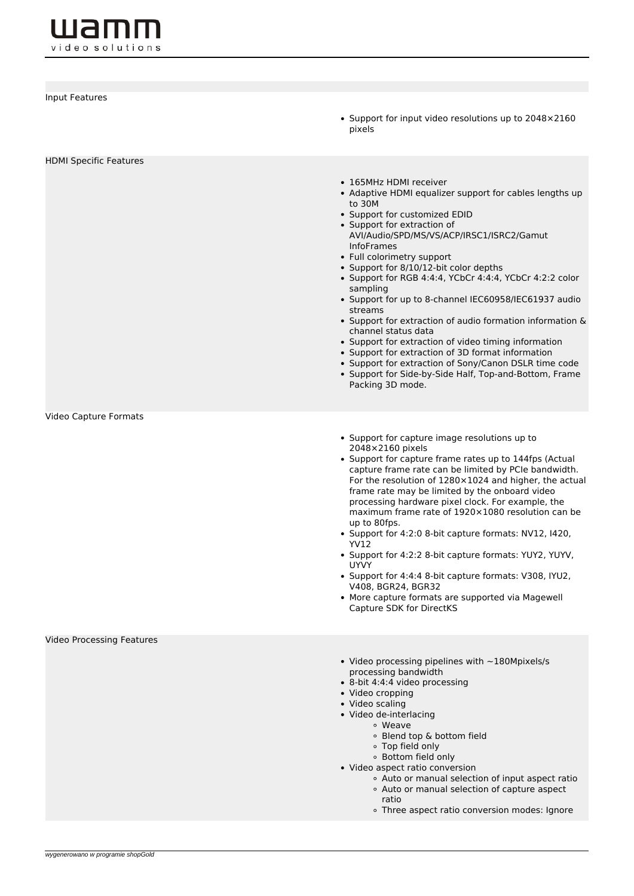## Input Features

- Support for input video resolutions up to 2048×2160 pixels

## HDMI Specific Features

- 165MHz HDMI receiver
- Adaptive HDMI equalizer support for cables lengths up to 30M
- Support for customized EDID
- Support for extraction of AVI/Audio/SPD/MS/VS/ACP/IRSC1/ISRC2/Gamut InfoFrames
- Full colorimetry support
- Support for 8/10/12-bit color depths
- Support for RGB 4:4:4, YCbCr 4:4:4, YCbCr 4:2:2 color sampling
- Support for up to 8-channel IEC60958/IEC61937 audio streams
- Support for extraction of audio formation information & channel status data
- Support for extraction of video timing information
- Support for extraction of 3D format information
- Support for extraction of Sony/Canon DSLR time code
- Support for Side-by-Side Half, Top-and-Bottom, Frame Packing 3D mode.

## Video Capture Formats

- Support for capture image resolutions up to 2048×2160 pixels
- Support for capture frame rates up to 144fps (Actual capture frame rate can be limited by PCIe bandwidth. For the resolution of 1280×1024 and higher, the actual frame rate may be limited by the onboard video processing hardware pixel clock. For example, the maximum frame rate of 1920×1080 resolution can be up to 80fps.
- Support for 4:2:0 8-bit capture formats: NV12, I420, YV12
- Support for 4:2:2 8-bit capture formats: YUY2, YUYV, UYVY
- Support for 4:4:4 8-bit capture formats: V308, IYU2, V408, BGR24, BGR32
- More capture formats are supported via Magewell Capture SDK for DirectKS

## Video Processing Features

- Video processing pipelines with ~180Mpixels/s processing bandwidth
- 8-bit 4:4:4 video processing
- Video cropping
- Video scaling
- Video de-interlacing
  - Weave
  - Blend top & bottom field
  - Top field only
  - Bottom field only
- Video aspect ratio conversion
  - Auto or manual selection of input aspect ratio
  - Auto or manual selection of capture aspect ratio
  - Three aspect ratio conversion modes: Ignore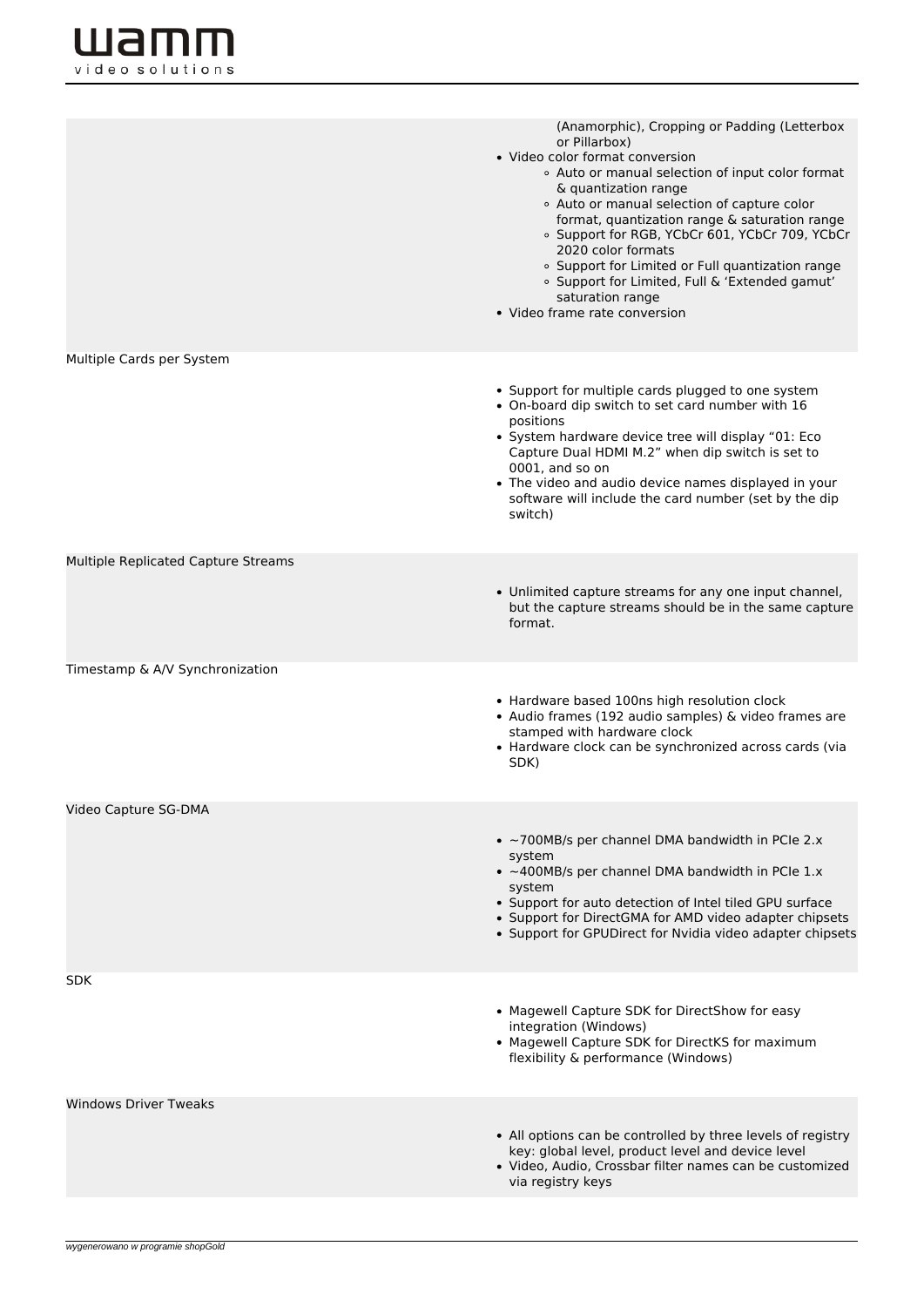| | |
|---|---|
| | (Anamorphic), Cropping or Padding (Letterbox or Pillarbox)<br>• Video color format conversion<br>  ◦ Auto or manual selection of input color format & quantization range<br>  ◦ Auto or manual selection of capture color format, quantization range & saturation range<br>  ◦ Support for RGB, YCbCr 601, YCbCr 709, YCbCr 2020 color formats<br>  ◦ Support for Limited or Full quantization range<br>  ◦ Support for Limited, Full & 'Extended gamut' saturation range<br>• Video frame rate conversion |
| Multiple Cards per System | • Support for multiple cards plugged to one system<br>• On-board dip switch to set card number with 16 positions<br>• System hardware device tree will display "01: Eco Capture Dual HDMI M.2" when dip switch is set to 0001, and so on<br>• The video and audio device names displayed in your software will include the card number (set by the dip switch) |
| Multiple Replicated Capture Streams | • Unlimited capture streams for any one input channel, but the capture streams should be in the same capture format. |
| Timestamp & A/V Synchronization | • Hardware based 100ns high resolution clock<br>• Audio frames (192 audio samples) & video frames are stamped with hardware clock<br>• Hardware clock can be synchronized across cards (via SDK) |
| Video Capture SG-DMA | • ~700MB/s per channel DMA bandwidth in PCIe 2.x system<br>• ~400MB/s per channel DMA bandwidth in PCIe 1.x system<br>• Support for auto detection of Intel tiled GPU surface<br>• Support for DirectGMA for AMD video adapter chipsets<br>• Support for GPUDirect for Nvidia video adapter chipsets |
| SDK | • Magewell Capture SDK for DirectShow for easy integration (Windows)<br>• Magewell Capture SDK for DirectKS for maximum flexibility & performance (Windows) |
| Windows Driver Tweaks | • All options can be controlled by three levels of registry key: global level, product level and device level<br>• Video, Audio, Crossbar filter names can be customized via registry keys |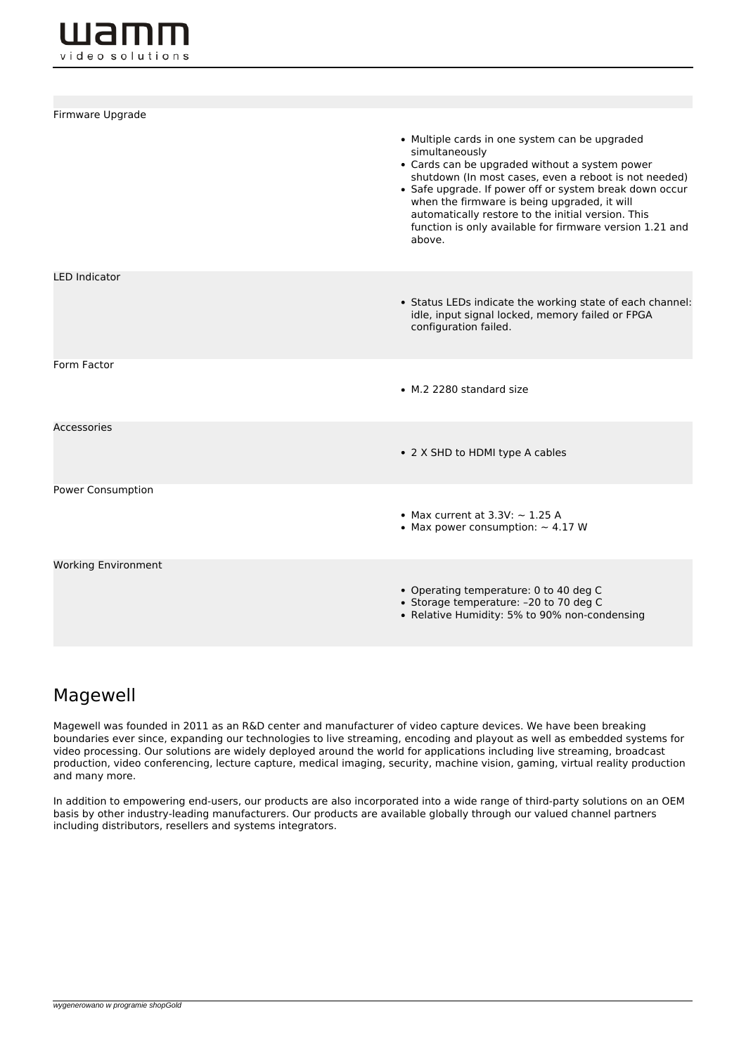| | |
|---|---|
| Firmware Upgrade | • Multiple cards in one system can be upgraded simultaneously<br>• Cards can be upgraded without a system power shutdown (In most cases, even a reboot is not needed)<br>• Safe upgrade. If power off or system break down occur when the firmware is being upgraded, it will automatically restore to the initial version. This function is only available for firmware version 1.21 and above. |
| LED Indicator | • Status LEDs indicate the working state of each channel: idle, input signal locked, memory failed or FPGA configuration failed. |
| Form Factor | • M.2 2280 standard size |
| Accessories | • 2 X SHD to HDMI type A cables |
| Power Consumption | • Max current at 3.3V: ~ 1.25 A<br>• Max power consumption: ~ 4.17 W |
| Working Environment | • Operating temperature: 0 to 40 deg C<br>• Storage temperature: –20 to 70 deg C<br>• Relative Humidity: 5% to 90% non-condensing |

## Magewell

Magewell was founded in 2011 as an R&D center and manufacturer of video capture devices. We have been breaking boundaries ever since, expanding our technologies to live streaming, encoding and playout as well as embedded systems for video processing. Our solutions are widely deployed around the world for applications including live streaming, broadcast production, video conferencing, lecture capture, medical imaging, security, machine vision, gaming, virtual reality production and many more.

In addition to empowering end-users, our products are also incorporated into a wide range of third-party solutions on an OEM basis by other industry-leading manufacturers. Our products are available globally through our valued channel partners including distributors, resellers and systems integrators.